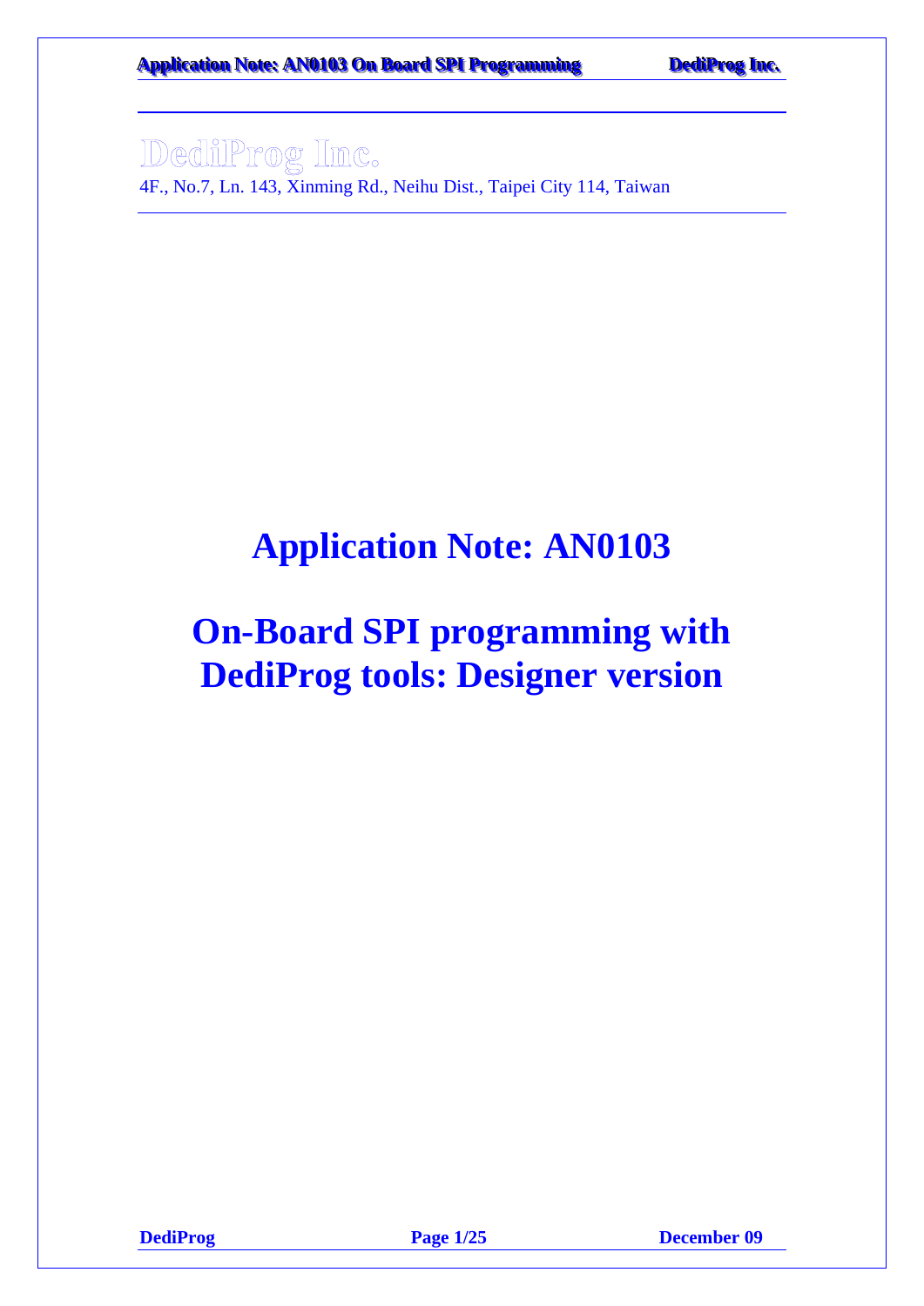DediProg Inc.

4F., No.7, Ln. 143, Xinming Rd., Neihu Dist., Taipei City 114, Taiwan

# Application Note: AN0103

# On-Board SPI programming with DediProg tools: Designer version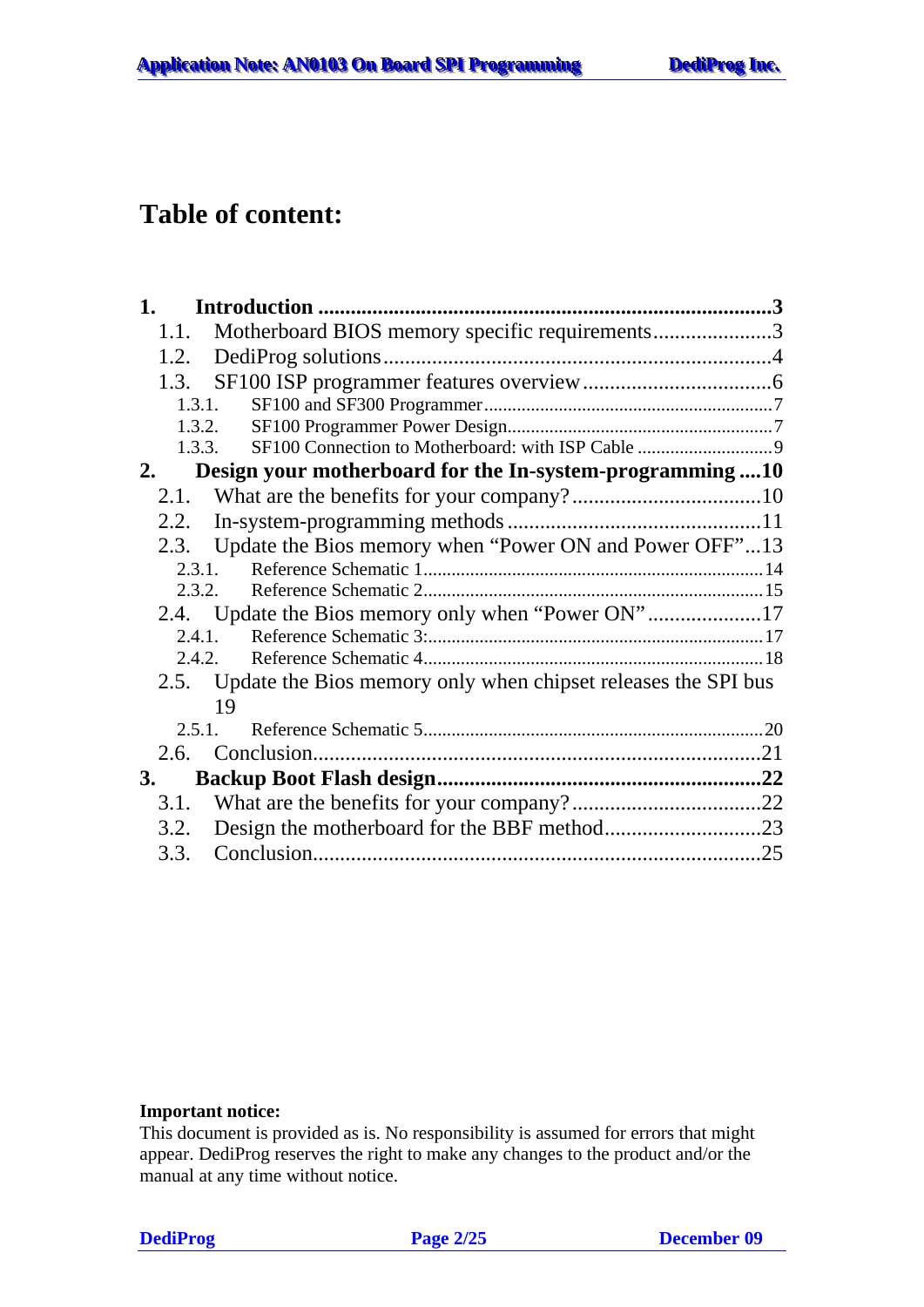# Table of content:

**1. Introduction ....................................................................................3**

1.1. Motherboard BIOS memory specific requirements......................3

1.2. DediProg solutions........................................................................4

1.3. SF100 ISP programmer features overview...................................6

1.3.1. SF100 and SF300 Programmer.............................................................7

1.3.2. SF100 Programmer Power Design........................................................7

1.3.3. SF100 Connection to Motherboard: with ISP Cable .............................9

**2. Design your motherboard for the In-system-programming ....10**

2.1. What are the benefits for your company?...................................10

2.2. In-system-programming methods ...............................................11

2.3. Update the Bios memory when “Power ON and Power OFF”...13

2.3.1. Reference Schematic 1........................................................................14

2.3.2. Reference Schematic 2........................................................................15

2.4. Update the Bios memory only when “Power ON” .....................17

2.4.1. Reference Schematic 3:.......................................................................17

2.4.2. Reference Schematic 4........................................................................18

2.5. Update the Bios memory only when chipset releases the SPI bus 19

2.5.1. Reference Schematic 5........................................................................20

2.6. Conclusion..................................................................................21

**3. Backup Boot Flash design...........................................................22**

3.1. What are the benefits for your company?...................................22

3.2. Design the motherboard for the BBF method.............................23

3.3. Conclusion..................................................................................25

**Important notice:**

This document is provided as is. No responsibility is assumed for errors that might appear. DediProg reserves the right to make any changes to the product and/or the manual at any time without notice.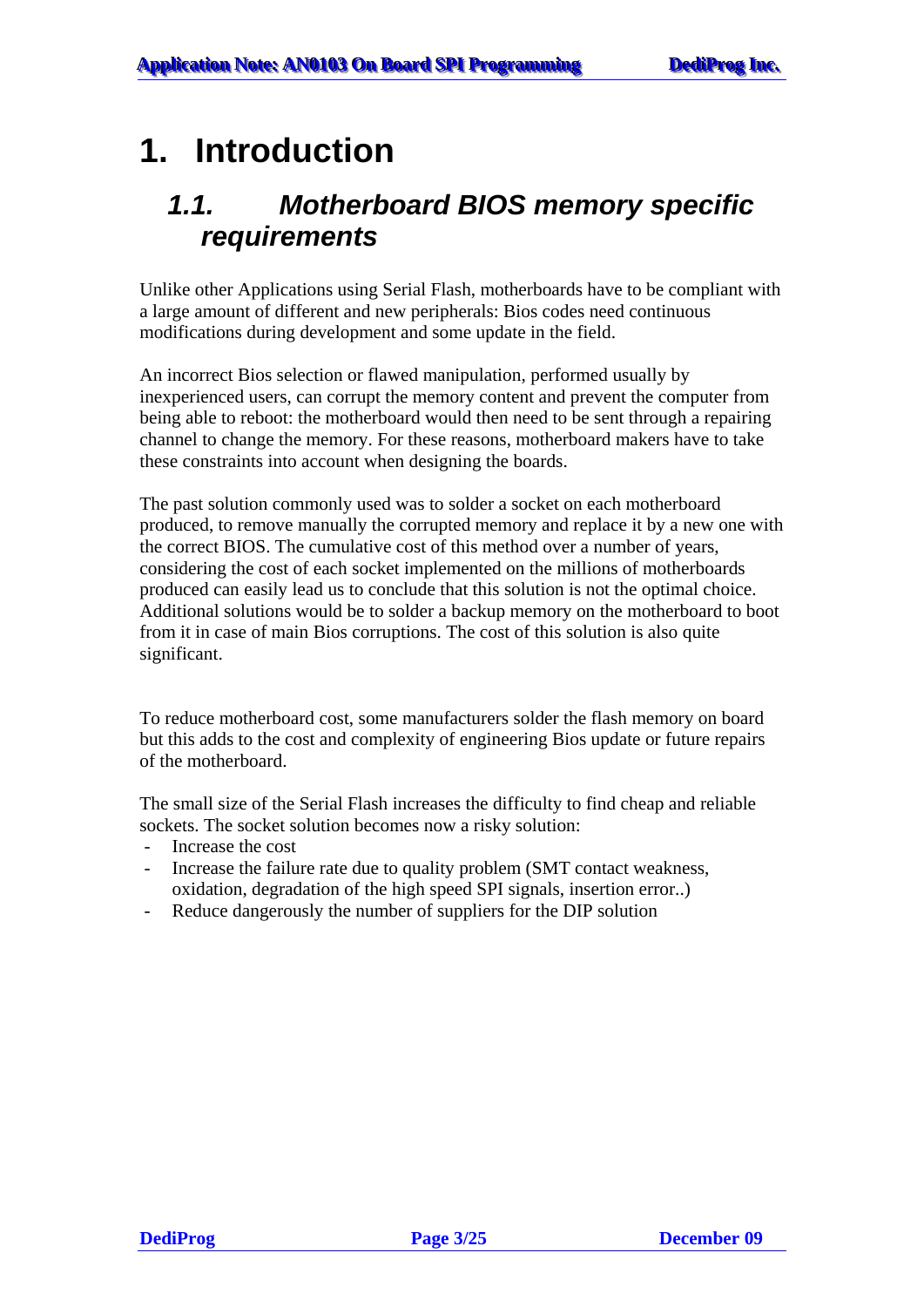# 1. Introduction

## 1.1. *Motherboard BIOS memory specific requirements*

Unlike other Applications using Serial Flash, motherboards have to be compliant with a large amount of different and new peripherals: Bios codes need continuous modifications during development and some update in the field.

An incorrect Bios selection or flawed manipulation, performed usually by inexperienced users, can corrupt the memory content and prevent the computer from being able to reboot: the motherboard would then need to be sent through a repairing channel to change the memory. For these reasons, motherboard makers have to take these constraints into account when designing the boards.

The past solution commonly used was to solder a socket on each motherboard produced, to remove manually the corrupted memory and replace it by a new one with the correct BIOS. The cumulative cost of this method over a number of years, considering the cost of each socket implemented on the millions of motherboards produced can easily lead us to conclude that this solution is not the optimal choice. Additional solutions would be to solder a backup memory on the motherboard to boot from it in case of main Bios corruptions. The cost of this solution is also quite significant.

To reduce motherboard cost, some manufacturers solder the flash memory on board but this adds to the cost and complexity of engineering Bios update or future repairs of the motherboard.

The small size of the Serial Flash increases the difficulty to find cheap and reliable sockets. The socket solution becomes now a risky solution:

- Increase the cost
- Increase the failure rate due to quality problem (SMT contact weakness, oxidation, degradation of the high speed SPI signals, insertion error..)
- Reduce dangerously the number of suppliers for the DIP solution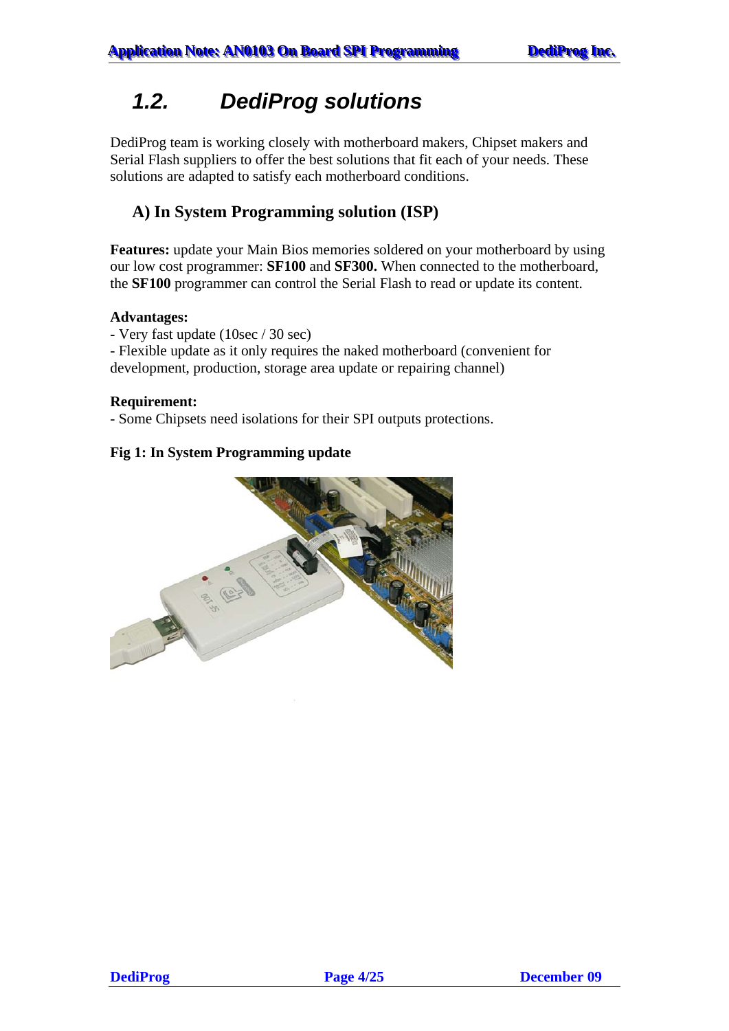## 1.2. DediProg solutions

DediProg team is working closely with motherboard makers, Chipset makers and Serial Flash suppliers to offer the best solutions that fit each of your needs. These solutions are adapted to satisfy each motherboard conditions.

### A) In System Programming solution (ISP)

**Features:** update your Main Bios memories soldered on your motherboard by using our low cost programmer: **SF100** and **SF300.** When connected to the motherboard, the **SF100** programmer can control the Serial Flash to read or update its content.

**Advantages:**

- Very fast update (10sec / 30 sec)
- Flexible update as it only requires the naked motherboard (convenient for development, production, storage area update or repairing channel)

**Requirement:**

- Some Chipsets need isolations for their SPI outputs protections.

**Fig 1: In System Programming update**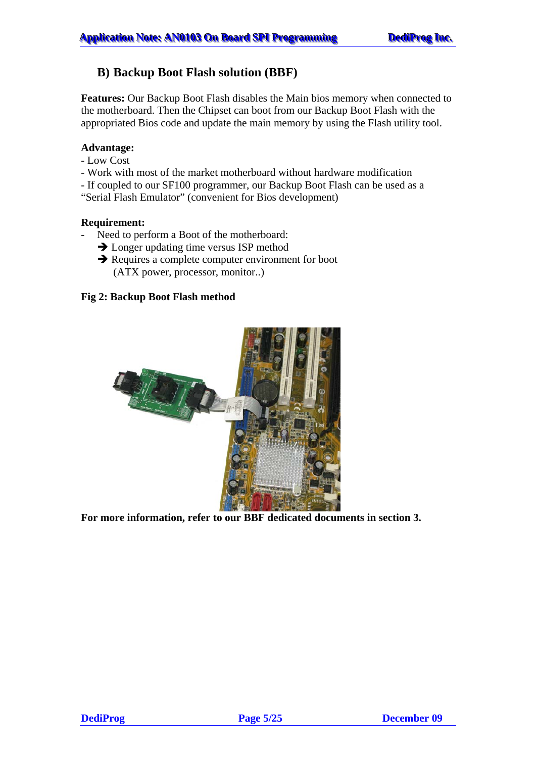## B) Backup Boot Flash solution (BBF)

**Features:** Our Backup Boot Flash disables the Main bios memory when connected to the motherboard. Then the Chipset can boot from our Backup Boot Flash with the appropriated Bios code and update the main memory by using the Flash utility tool.

**Advantage:**
- Low Cost
- Work with most of the market motherboard without hardware modification
- If coupled to our SF100 programmer, our Backup Boot Flash can be used as a "Serial Flash Emulator" (convenient for Bios development)

**Requirement:**
- Need to perform a Boot of the motherboard:
  - ➔ Longer updating time versus ISP method
  - ➔ Requires a complete computer environment for boot (ATX power, processor, monitor..)

**Fig 2: Backup Boot Flash method**

**For more information, refer to our BBF dedicated documents in section 3.**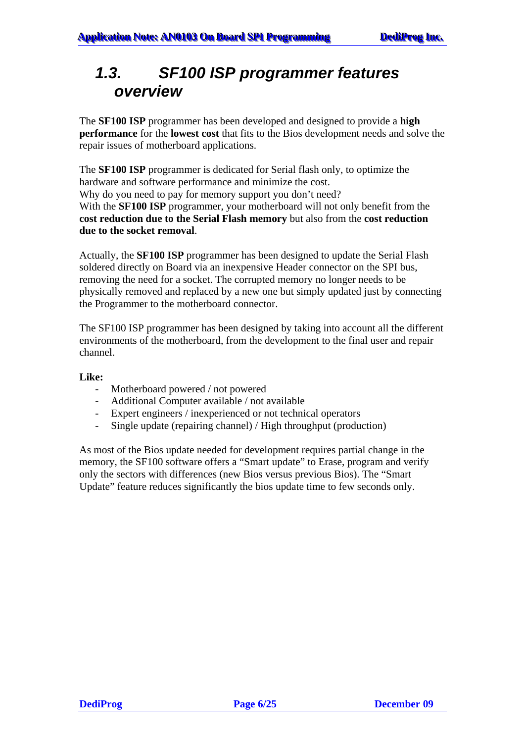## 1.3. SF100 ISP programmer features overview

The **SF100 ISP** programmer has been developed and designed to provide a **high performance** for the **lowest cost** that fits to the Bios development needs and solve the repair issues of motherboard applications.

The **SF100 ISP** programmer is dedicated for Serial flash only, to optimize the hardware and software performance and minimize the cost.
Why do you need to pay for memory support you don't need?
With the **SF100 ISP** programmer, your motherboard will not only benefit from the **cost reduction due to the Serial Flash memory** but also from the **cost reduction due to the socket removal**.

Actually, the **SF100 ISP** programmer has been designed to update the Serial Flash soldered directly on Board via an inexpensive Header connector on the SPI bus, removing the need for a socket. The corrupted memory no longer needs to be physically removed and replaced by a new one but simply updated just by connecting the Programmer to the motherboard connector.

The SF100 ISP programmer has been designed by taking into account all the different environments of the motherboard, from the development to the final user and repair channel.

**Like:**

- Motherboard powered / not powered
- Additional Computer available / not available
- Expert engineers / inexperienced or not technical operators
- Single update (repairing channel) / High throughput (production)

As most of the Bios update needed for development requires partial change in the memory, the SF100 software offers a "Smart update" to Erase, program and verify only the sectors with differences (new Bios versus previous Bios). The "Smart Update" feature reduces significantly the bios update time to few seconds only.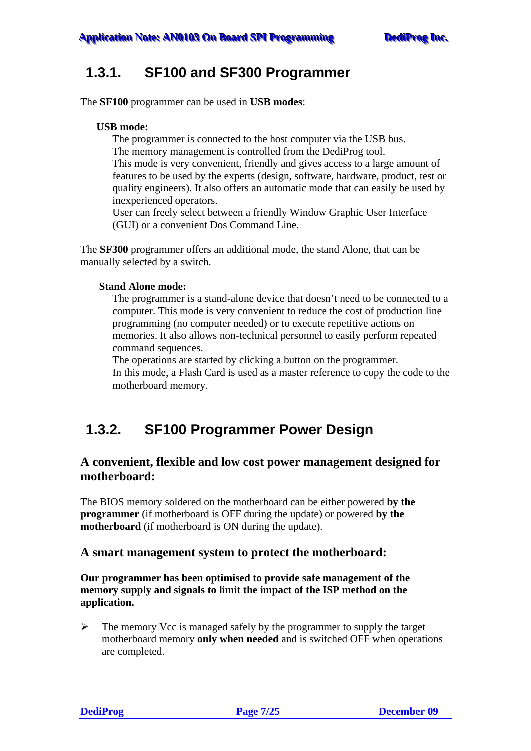### 1.3.1. SF100 and SF300 Programmer

The **SF100** programmer can be used in **USB modes**:

**USB mode:**

The programmer is connected to the host computer via the USB bus.
The memory management is controlled from the DediProg tool.
This mode is very convenient, friendly and gives access to a large amount of features to be used by the experts (design, software, hardware, product, test or quality engineers). It also offers an automatic mode that can easily be used by inexperienced operators.
User can freely select between a friendly Window Graphic User Interface (GUI) or a convenient Dos Command Line.

The **SF300** programmer offers an additional mode, the stand Alone, that can be manually selected by a switch.

**Stand Alone mode:**

The programmer is a stand-alone device that doesn't need to be connected to a computer. This mode is very convenient to reduce the cost of production line programming (no computer needed) or to execute repetitive actions on memories. It also allows non-technical personnel to easily perform repeated command sequences.
The operations are started by clicking a button on the programmer.
In this mode, a Flash Card is used as a master reference to copy the code to the motherboard memory.

### 1.3.2. SF100 Programmer Power Design

#### A convenient, flexible and low cost power management designed for motherboard:

The BIOS memory soldered on the motherboard can be either powered **by the programmer** (if motherboard is OFF during the update) or powered **by the motherboard** (if motherboard is ON during the update).

#### A smart management system to protect the motherboard:

**Our programmer has been optimised to provide safe management of the memory supply and signals to limit the impact of the ISP method on the application.**

- The memory Vcc is managed safely by the programmer to supply the target motherboard memory **only when needed** and is switched OFF when operations are completed.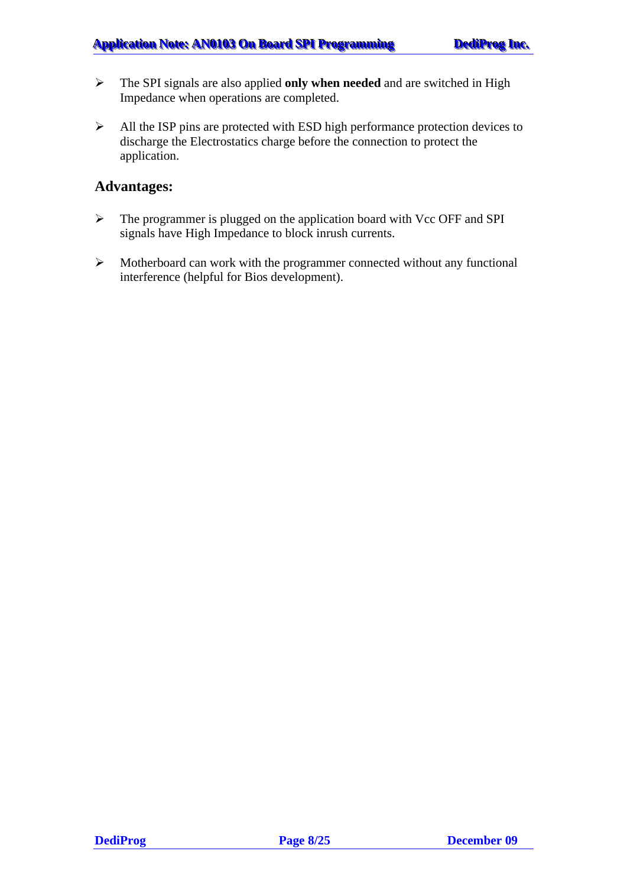- The SPI signals are also applied **only when needed** and are switched in High Impedance when operations are completed.

- All the ISP pins are protected with ESD high performance protection devices to discharge the Electrostatics charge before the connection to protect the application.

## Advantages:

- The programmer is plugged on the application board with Vcc OFF and SPI signals have High Impedance to block inrush currents.

- Motherboard can work with the programmer connected without any functional interference (helpful for Bios development).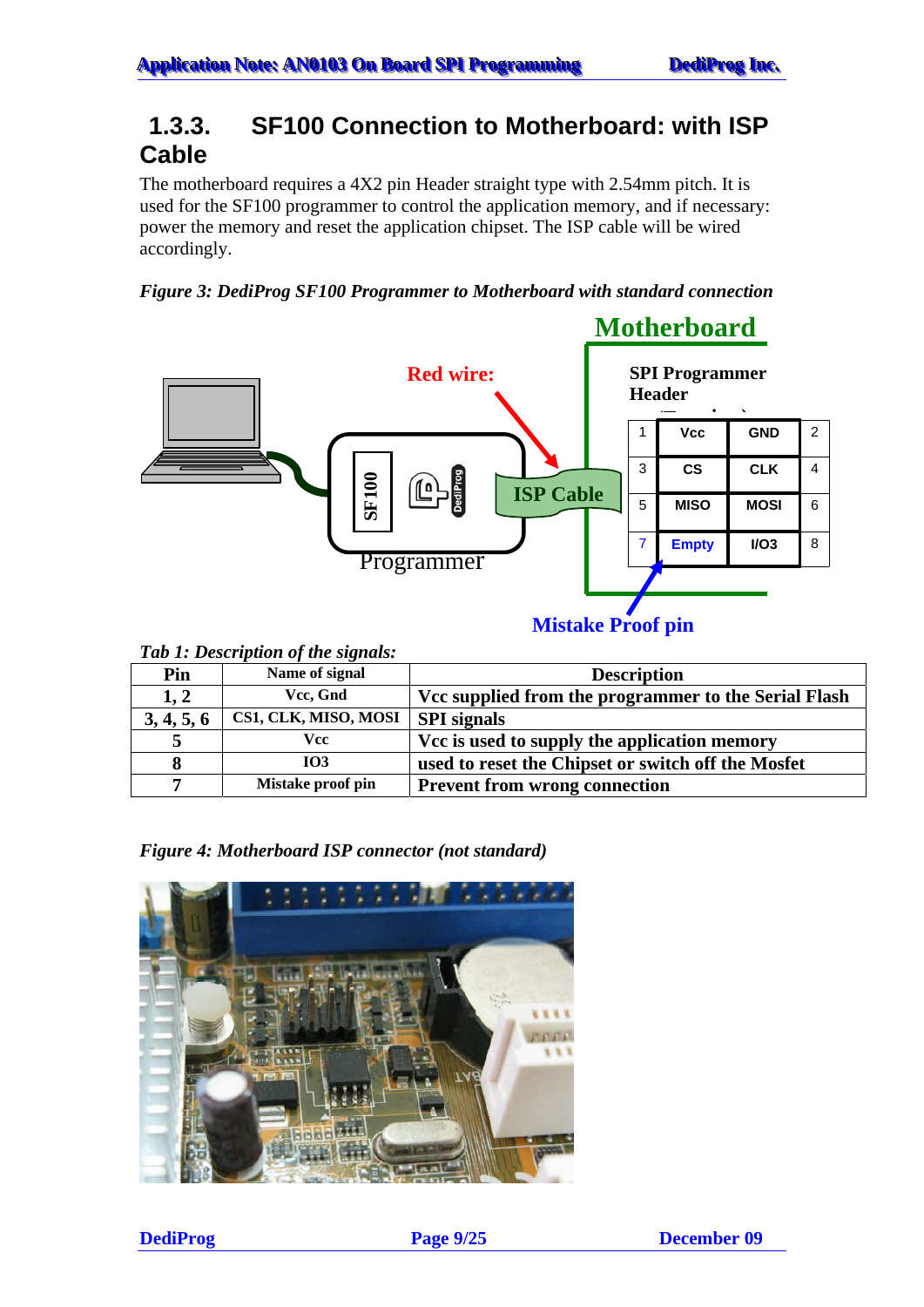### 1.3.3. SF100 Connection to Motherboard: with ISP Cable

The motherboard requires a 4X2 pin Header straight type with 2.54mm pitch. It is used for the SF100 programmer to control the application memory, and if necessary: power the memory and reset the application chipset. The ISP cable will be wired accordingly.

*Figure 3: DediProg SF100 Programmer to Motherboard with standard connection*

*Tab 1: Description of the signals:*

| Pin | Name of signal | Description |
|---|---|---|
| 1, 2 | Vcc, Gnd | Vcc supplied from the programmer to the Serial Flash |
| 3, 4, 5, 6 | CS1, CLK, MISO, MOSI | SPI signals |
| 5 | Vcc | Vcc is used to supply the application memory |
| 8 | IO3 | used to reset the Chipset or switch off the Mosfet |
| 7 | Mistake proof pin | Prevent from wrong connection |

*Figure 4: Motherboard ISP connector (not standard)*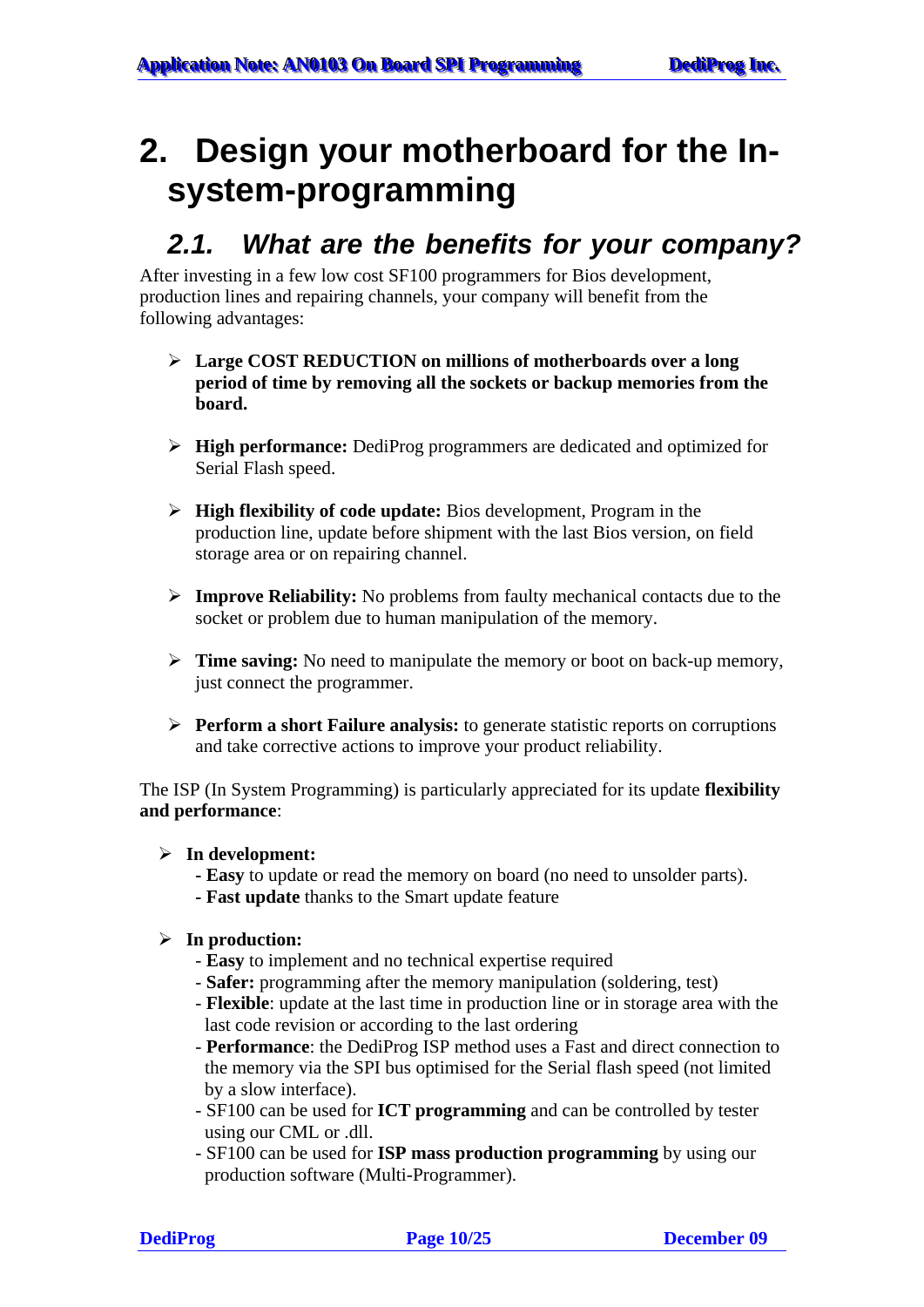# 2. Design your motherboard for the In-system-programming

## *2.1. What are the benefits for your company?*

After investing in a few low cost SF100 programmers for Bios development, production lines and repairing channels, your company will benefit from the following advantages:

- **Large COST REDUCTION on millions of motherboards over a long period of time by removing all the sockets or backup memories from the board.**
- **High performance:** DediProg programmers are dedicated and optimized for Serial Flash speed.
- **High flexibility of code update:** Bios development, Program in the production line, update before shipment with the last Bios version, on field storage area or on repairing channel.
- **Improve Reliability:** No problems from faulty mechanical contacts due to the socket or problem due to human manipulation of the memory.
- **Time saving:** No need to manipulate the memory or boot on back-up memory, just connect the programmer.
- **Perform a short Failure analysis:** to generate statistic reports on corruptions and take corrective actions to improve your product reliability.

The ISP (In System Programming) is particularly appreciated for its update **flexibility and performance**:

- **In development:**
  - **Easy** to update or read the memory on board (no need to unsolder parts).
  - **Fast update** thanks to the Smart update feature
- **In production:**
  - **Easy** to implement and no technical expertise required
  - **Safer:** programming after the memory manipulation (soldering, test)
  - **Flexible**: update at the last time in production line or in storage area with the last code revision or according to the last ordering
  - **Performance**: the DediProg ISP method uses a Fast and direct connection to the memory via the SPI bus optimised for the Serial flash speed (not limited by a slow interface).
  - SF100 can be used for **ICT programming** and can be controlled by tester using our CML or .dll.
  - SF100 can be used for **ISP mass production programming** by using our production software (Multi-Programmer).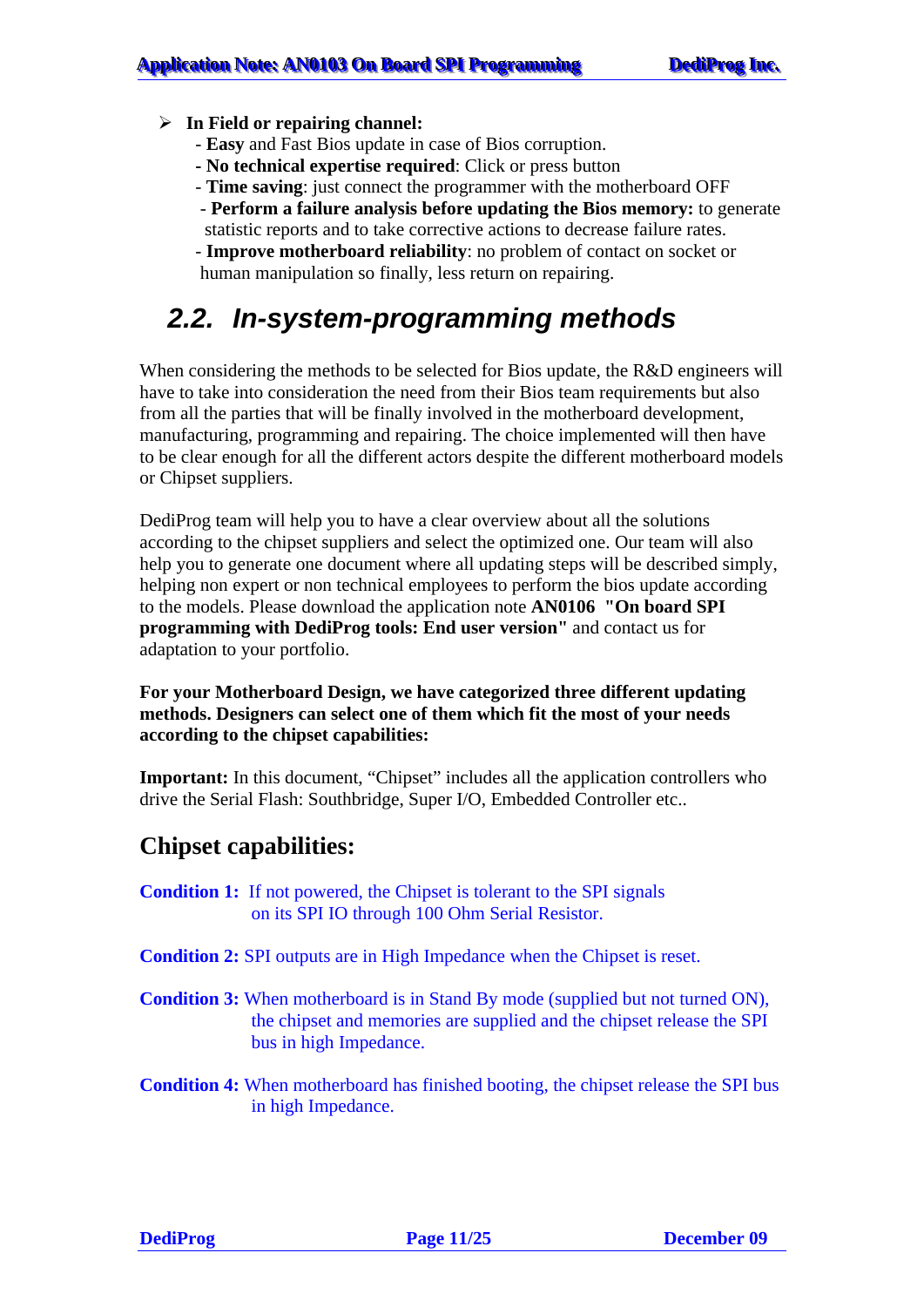- **In Field or repairing channel:**
  - **Easy** and Fast Bios update in case of Bios corruption.
  - **No technical expertise required**: Click or press button
  - **Time saving**: just connect the programmer with the motherboard OFF
  - **Perform a failure analysis before updating the Bios memory:** to generate statistic reports and to take corrective actions to decrease failure rates.
  - **Improve motherboard reliability**: no problem of contact on socket or human manipulation so finally, less return on repairing.

## *2.2. In-system-programming methods*

When considering the methods to be selected for Bios update, the R&D engineers will have to take into consideration the need from their Bios team requirements but also from all the parties that will be finally involved in the motherboard development, manufacturing, programming and repairing. The choice implemented will then have to be clear enough for all the different actors despite the different motherboard models or Chipset suppliers.

DediProg team will help you to have a clear overview about all the solutions according to the chipset suppliers and select the optimized one. Our team will also help you to generate one document where all updating steps will be described simply, helping non expert or non technical employees to perform the bios update according to the models. Please download the application note **AN0106 "On board SPI programming with DediProg tools: End user version"** and contact us for adaptation to your portfolio.

**For your Motherboard Design, we have categorized three different updating methods. Designers can select one of them which fit the most of your needs according to the chipset capabilities:**

**Important:** In this document, “Chipset” includes all the application controllers who drive the Serial Flash: Southbridge, Super I/O, Embedded Controller etc..

## Chipset capabilities:

**Condition 1:** If not powered, the Chipset is tolerant to the SPI signals on its SPI IO through 100 Ohm Serial Resistor.

**Condition 2:** SPI outputs are in High Impedance when the Chipset is reset.

**Condition 3:** When motherboard is in Stand By mode (supplied but not turned ON), the chipset and memories are supplied and the chipset release the SPI bus in high Impedance.

**Condition 4:** When motherboard has finished booting, the chipset release the SPI bus in high Impedance.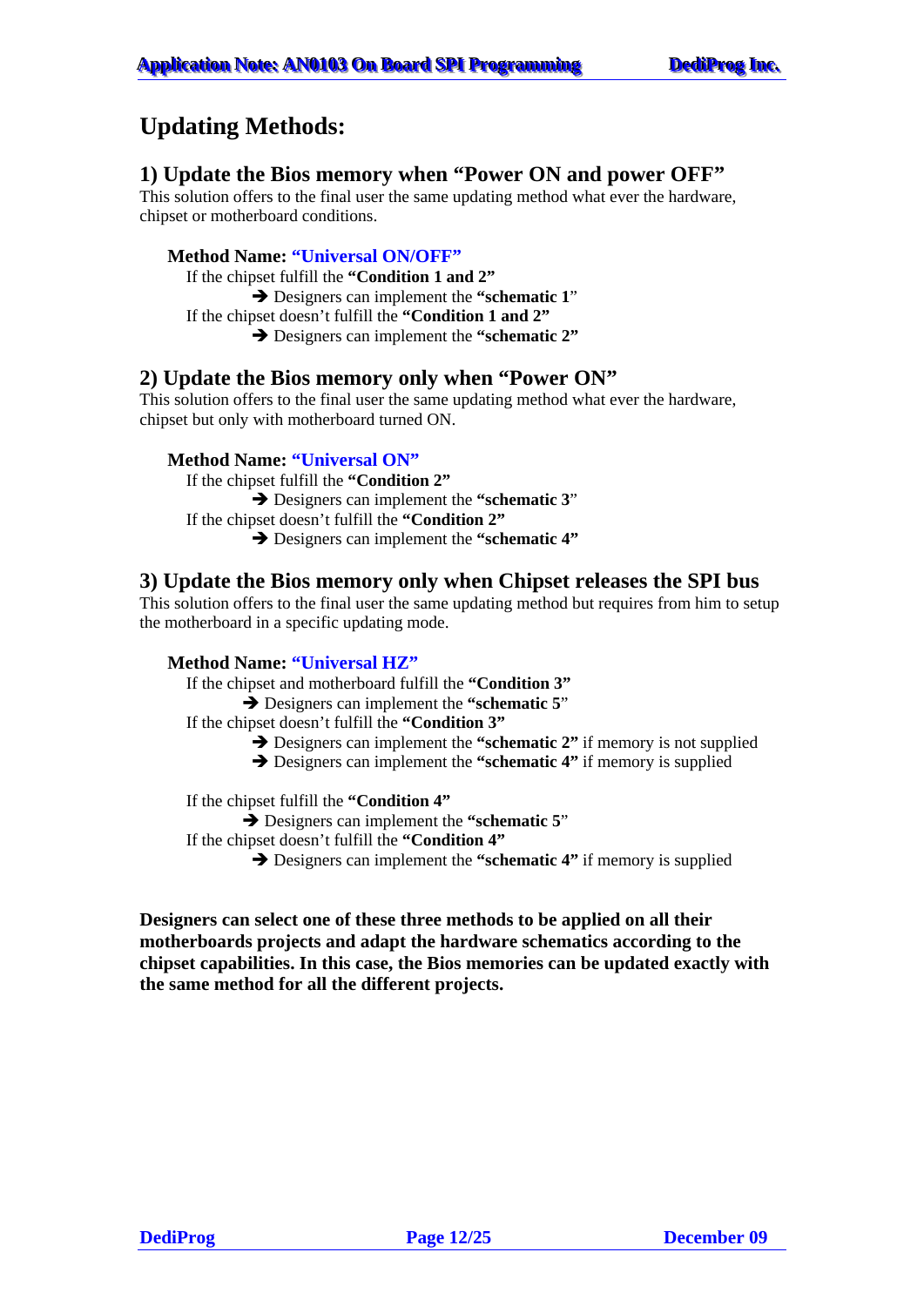# Updating Methods:

## 1) Update the Bios memory when "Power ON and power OFF"

This solution offers to the final user the same updating method what ever the hardware, chipset or motherboard conditions.

**Method Name: "Universal ON/OFF"**

If the chipset fulfill the **"Condition 1 and 2"**

➔ Designers can implement the **"schematic 1**"

If the chipset doesn't fulfill the **"Condition 1 and 2"**

➔ Designers can implement the **"schematic 2"**

## 2) Update the Bios memory only when "Power ON"

This solution offers to the final user the same updating method what ever the hardware, chipset but only with motherboard turned ON.

**Method Name: "Universal ON"**

If the chipset fulfill the **"Condition 2"**

➔ Designers can implement the **"schematic 3**"

If the chipset doesn't fulfill the **"Condition 2"**

➔ Designers can implement the **"schematic 4"**

## 3) Update the Bios memory only when Chipset releases the SPI bus

This solution offers to the final user the same updating method but requires from him to setup the motherboard in a specific updating mode.

**Method Name: "Universal HZ"**

If the chipset and motherboard fulfill the **"Condition 3"**

➔ Designers can implement the **"schematic 5**"

If the chipset doesn't fulfill the **"Condition 3"**

➔ Designers can implement the **"schematic 2"** if memory is not supplied

➔ Designers can implement the **"schematic 4"** if memory is supplied

If the chipset fulfill the **"Condition 4"**

➔ Designers can implement the **"schematic 5**"

If the chipset doesn't fulfill the **"Condition 4"**

➔ Designers can implement the **"schematic 4"** if memory is supplied

**Designers can select one of these three methods to be applied on all their motherboards projects and adapt the hardware schematics according to the chipset capabilities. In this case, the Bios memories can be updated exactly with the same method for all the different projects.**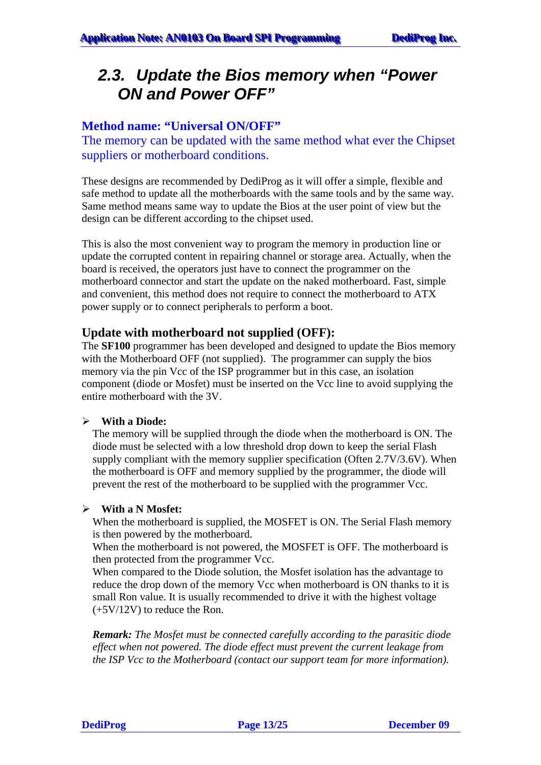## 2.3. Update the Bios memory when "Power ON and Power OFF"

### Method name: "Universal ON/OFF"

The memory can be updated with the same method what ever the Chipset suppliers or motherboard conditions.

These designs are recommended by DediProg as it will offer a simple, flexible and safe method to update all the motherboards with the same tools and by the same way. Same method means same way to update the Bios at the user point of view but the design can be different according to the chipset used.

This is also the most convenient way to program the memory in production line or update the corrupted content in repairing channel or storage area. Actually, when the board is received, the operators just have to connect the programmer on the motherboard connector and start the update on the naked motherboard. Fast, simple and convenient, this method does not require to connect the motherboard to ATX power supply or to connect peripherals to perform a boot.

### Update with motherboard not supplied (OFF):

The **SF100** programmer has been developed and designed to update the Bios memory with the Motherboard OFF (not supplied). The programmer can supply the bios memory via the pin Vcc of the ISP programmer but in this case, an isolation component (diode or Mosfet) must be inserted on the Vcc line to avoid supplying the entire motherboard with the 3V.

- **With a Diode:**
  The memory will be supplied through the diode when the motherboard is ON. The diode must be selected with a low threshold drop down to keep the serial Flash supply compliant with the memory supplier specification (Often 2.7V/3.6V). When the motherboard is OFF and memory supplied by the programmer, the diode will prevent the rest of the motherboard to be supplied with the programmer Vcc.

- **With a N Mosfet:**
  When the motherboard is supplied, the MOSFET is ON. The Serial Flash memory is then powered by the motherboard.
  When the motherboard is not powered, the MOSFET is OFF. The motherboard is then protected from the programmer Vcc.
  When compared to the Diode solution, the Mosfet isolation has the advantage to reduce the drop down of the memory Vcc when motherboard is ON thanks to it is small Ron value. It is usually recommended to drive it with the highest voltage (+5V/12V) to reduce the Ron.

  ***Remark:*** *The Mosfet must be connected carefully according to the parasitic diode effect when not powered. The diode effect must prevent the current leakage from the ISP Vcc to the Motherboard (contact our support team for more information).*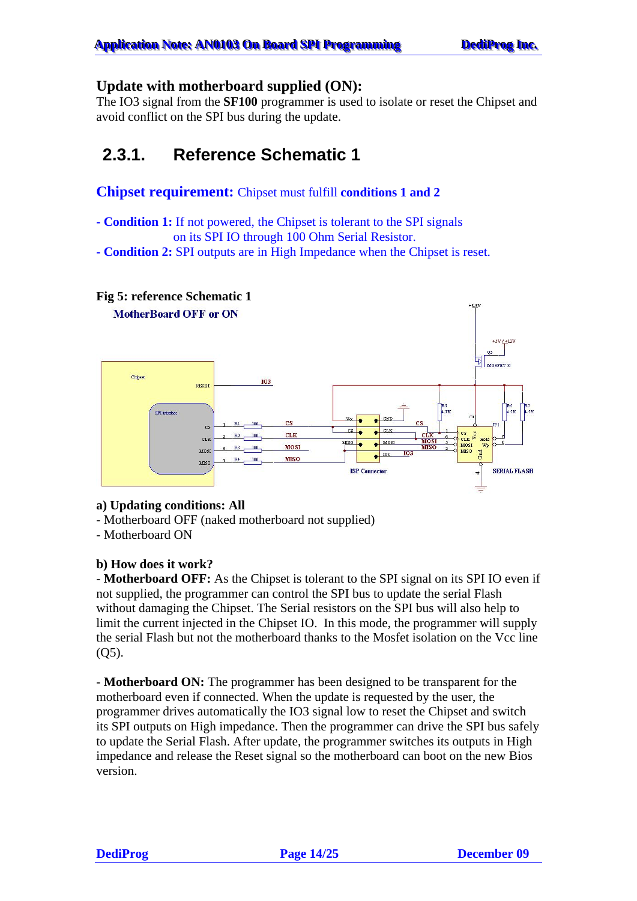**Update with motherboard supplied (ON):**
The IO3 signal from the **SF100** programmer is used to isolate or reset the Chipset and avoid conflict on the SPI bus during the update.

## 2.3.1. Reference Schematic 1

**Chipset requirement:** Chipset must fulfill **conditions 1 and 2**

- **Condition 1:** If not powered, the Chipset is tolerant to the SPI signals on its SPI IO through 100 Ohm Serial Resistor.
- **Condition 2:** SPI outputs are in High Impedance when the Chipset is reset.

**Fig 5: reference Schematic 1**

**a) Updating conditions: All**
- Motherboard OFF (naked motherboard not supplied)
- Motherboard ON

**b) How does it work?**
- **Motherboard OFF:** As the Chipset is tolerant to the SPI signal on its SPI IO even if not supplied, the programmer can control the SPI bus to update the serial Flash without damaging the Chipset. The Serial resistors on the SPI bus will also help to limit the current injected in the Chipset IO. In this mode, the programmer will supply the serial Flash but not the motherboard thanks to the Mosfet isolation on the Vcc line (Q5).

- **Motherboard ON:** The programmer has been designed to be transparent for the motherboard even if connected. When the update is requested by the user, the programmer drives automatically the IO3 signal low to reset the Chipset and switch its SPI outputs on High impedance. Then the programmer can drive the SPI bus safely to update the Serial Flash. After update, the programmer switches its outputs in High impedance and release the Reset signal so the motherboard can boot on the new Bios version.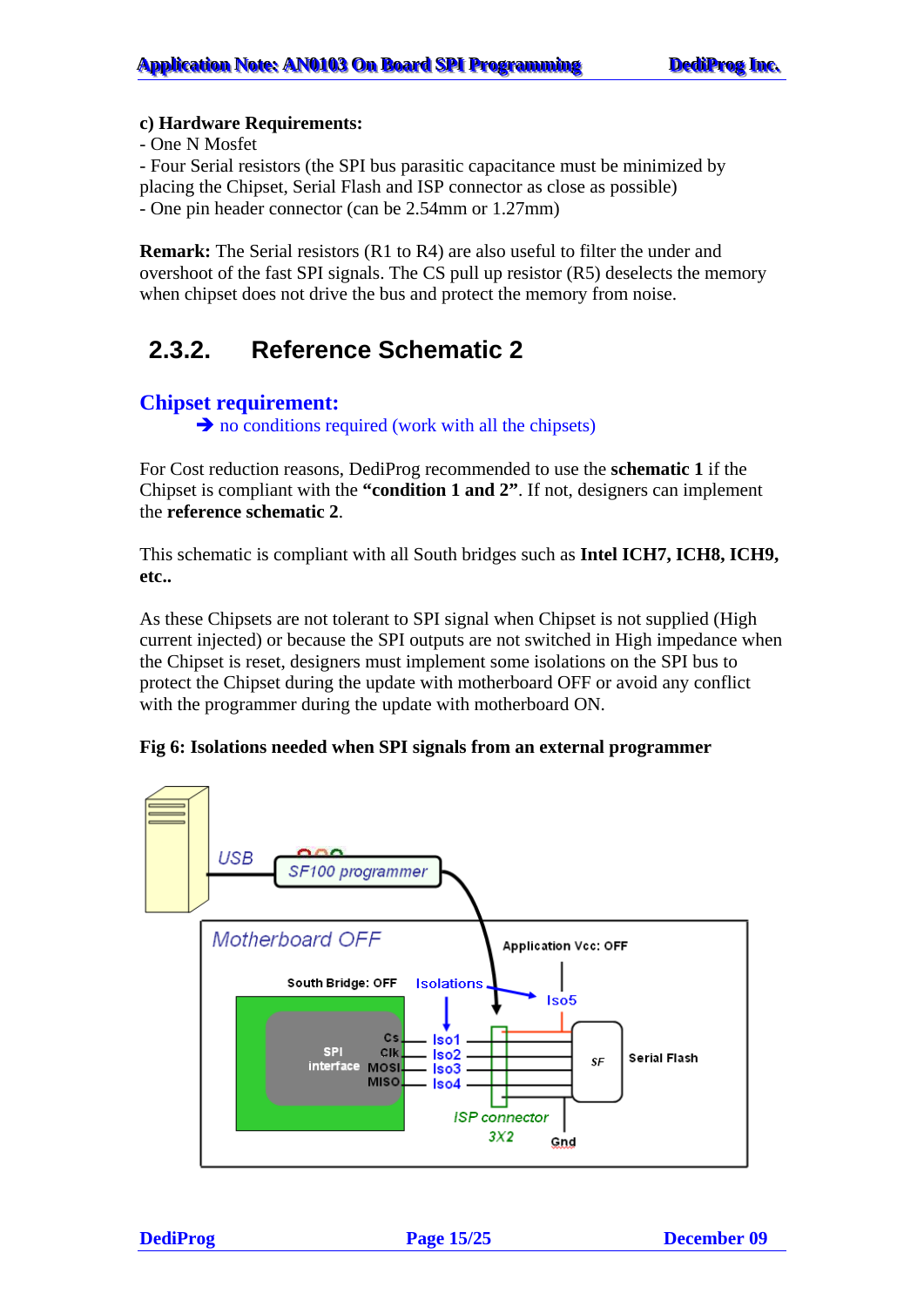**c) Hardware Requirements:**
- One N Mosfet
- Four Serial resistors (the SPI bus parasitic capacitance must be minimized by placing the Chipset, Serial Flash and ISP connector as close as possible)
- One pin header connector (can be 2.54mm or 1.27mm)

**Remark:** The Serial resistors (R1 to R4) are also useful to filter the under and overshoot of the fast SPI signals. The CS pull up resistor (R5) deselects the memory when chipset does not drive the bus and protect the memory from noise.

## 2.3.2. Reference Schematic 2

### Chipset requirement:

➔ no conditions required (work with all the chipsets)

For Cost reduction reasons, DediProg recommended to use the **schematic 1** if the Chipset is compliant with the **"condition 1 and 2"**. If not, designers can implement the **reference schematic 2**.

This schematic is compliant with all South bridges such as **Intel ICH7, ICH8, ICH9, etc..**

As these Chipsets are not tolerant to SPI signal when Chipset is not supplied (High current injected) or because the SPI outputs are not switched in High impedance when the Chipset is reset, designers must implement some isolations on the SPI bus to protect the Chipset during the update with motherboard OFF or avoid any conflict with the programmer during the update with motherboard ON.

**Fig 6: Isolations needed when SPI signals from an external programmer**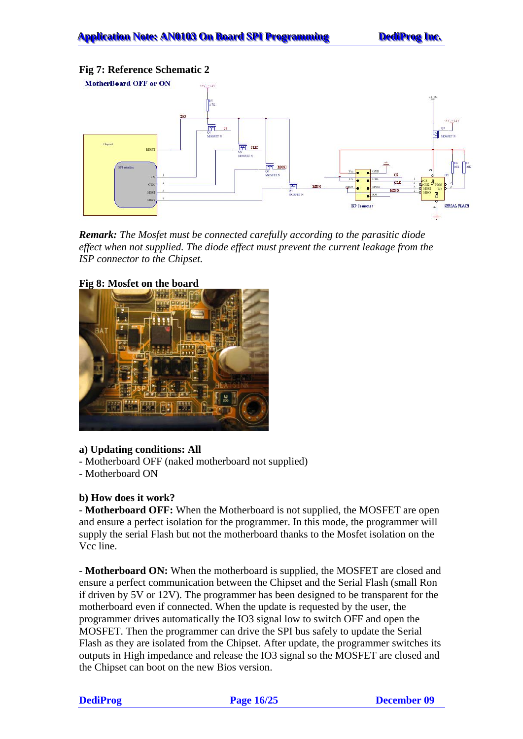**Fig 7: Reference Schematic 2**

***Remark:*** *The Mosfet must be connected carefully according to the parasitic diode effect when not supplied. The diode effect must prevent the current leakage from the ISP connector to the Chipset.*

**Fig 8: Mosfet on the board**

**a) Updating conditions: All**

- Motherboard OFF (naked motherboard not supplied)
- Motherboard ON

**b) How does it work?**

- **Motherboard OFF:** When the Motherboard is not supplied, the MOSFET are open and ensure a perfect isolation for the programmer. In this mode, the programmer will supply the serial Flash but not the motherboard thanks to the Mosfet isolation on the Vcc line.

- **Motherboard ON:** When the motherboard is supplied, the MOSFET are closed and ensure a perfect communication between the Chipset and the Serial Flash (small Ron if driven by 5V or 12V). The programmer has been designed to be transparent for the motherboard even if connected. When the update is requested by the user, the programmer drives automatically the IO3 signal low to switch OFF and open the MOSFET. Then the programmer can drive the SPI bus safely to update the Serial Flash as they are isolated from the Chipset. After update, the programmer switches its outputs in High impedance and release the IO3 signal so the MOSFET are closed and the Chipset can boot on the new Bios version.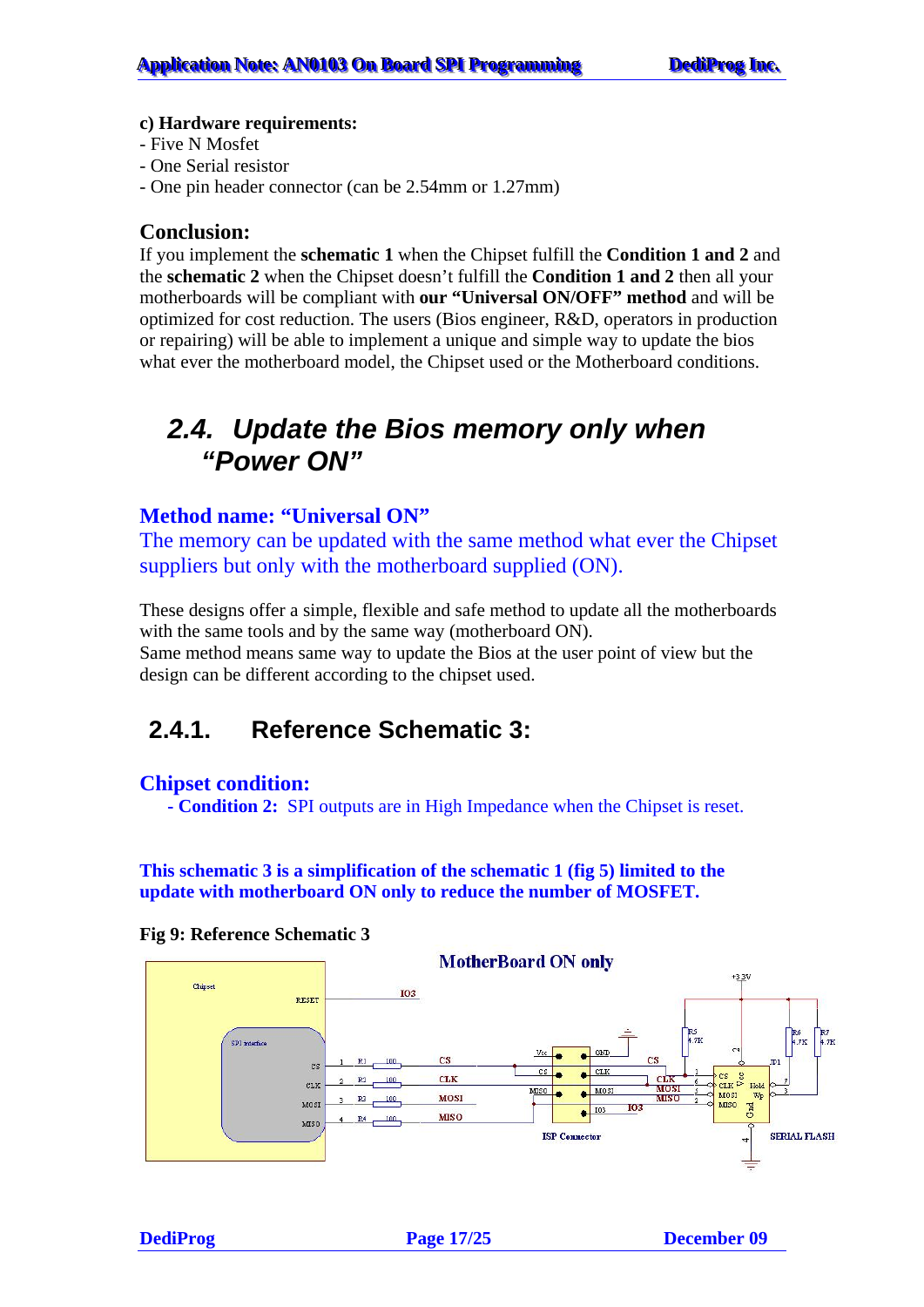**c) Hardware requirements:**

- Five N Mosfet
- One Serial resistor
- One pin header connector (can be 2.54mm or 1.27mm)

## Conclusion:

If you implement the **schematic 1** when the Chipset fulfill the **Condition 1 and 2** and the **schematic 2** when the Chipset doesn't fulfill the **Condition 1 and 2** then all your motherboards will be compliant with **our "Universal ON/OFF" method** and will be optimized for cost reduction. The users (Bios engineer, R&D, operators in production or repairing) will be able to implement a unique and simple way to update the bios what ever the motherboard model, the Chipset used or the Motherboard conditions.

# *2.4. Update the Bios memory only when "Power ON"*

**Method name: "Universal ON"**

The memory can be updated with the same method what ever the Chipset suppliers but only with the motherboard supplied (ON).

These designs offer a simple, flexible and safe method to update all the motherboards with the same tools and by the same way (motherboard ON).
Same method means same way to update the Bios at the user point of view but the design can be different according to the chipset used.

## 2.4.1. Reference Schematic 3:

**Chipset condition:**

- **Condition 2:** SPI outputs are in High Impedance when the Chipset is reset.

**This schematic 3 is a simplification of the schematic 1 (fig 5) limited to the update with motherboard ON only to reduce the number of MOSFET.**

**Fig 9: Reference Schematic 3**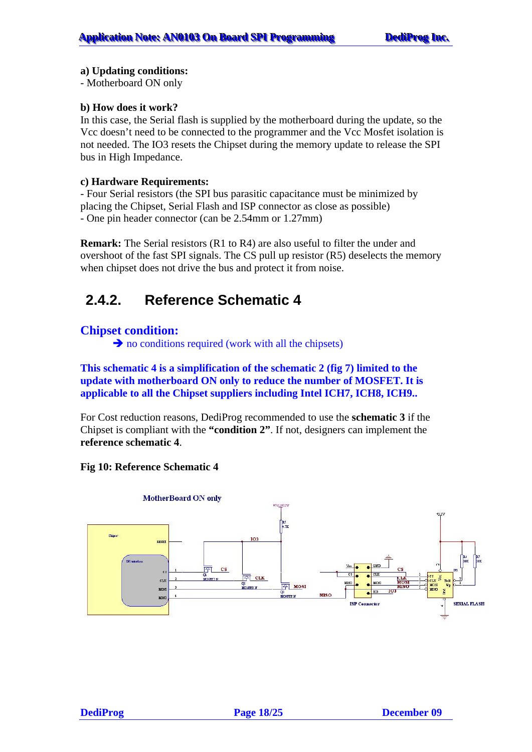**a) Updating conditions:**
- Motherboard ON only

**b) How does it work?**
In this case, the Serial flash is supplied by the motherboard during the update, so the Vcc doesn't need to be connected to the programmer and the Vcc Mosfet isolation is not needed. The IO3 resets the Chipset during the memory update to release the SPI bus in High Impedance.

**c) Hardware Requirements:**
- Four Serial resistors (the SPI bus parasitic capacitance must be minimized by placing the Chipset, Serial Flash and ISP connector as close as possible)
- One pin header connector (can be 2.54mm or 1.27mm)

**Remark:** The Serial resistors (R1 to R4) are also useful to filter the under and overshoot of the fast SPI signals. The CS pull up resistor (R5) deselects the memory when chipset does not drive the bus and protect it from noise.

## 2.4.2. Reference Schematic 4

### Chipset condition:

➔ no conditions required (work with all the chipsets)

**This schematic 4 is a simplification of the schematic 2 (fig 7) limited to the update with motherboard ON only to reduce the number of MOSFET. It is applicable to all the Chipset suppliers including Intel ICH7, ICH8, ICH9..**

For Cost reduction reasons, DediProg recommended to use the **schematic 3** if the Chipset is compliant with the **"condition 2"**. If not, designers can implement the **reference schematic 4**.

**Fig 10: Reference Schematic 4**

MotherBoard ON only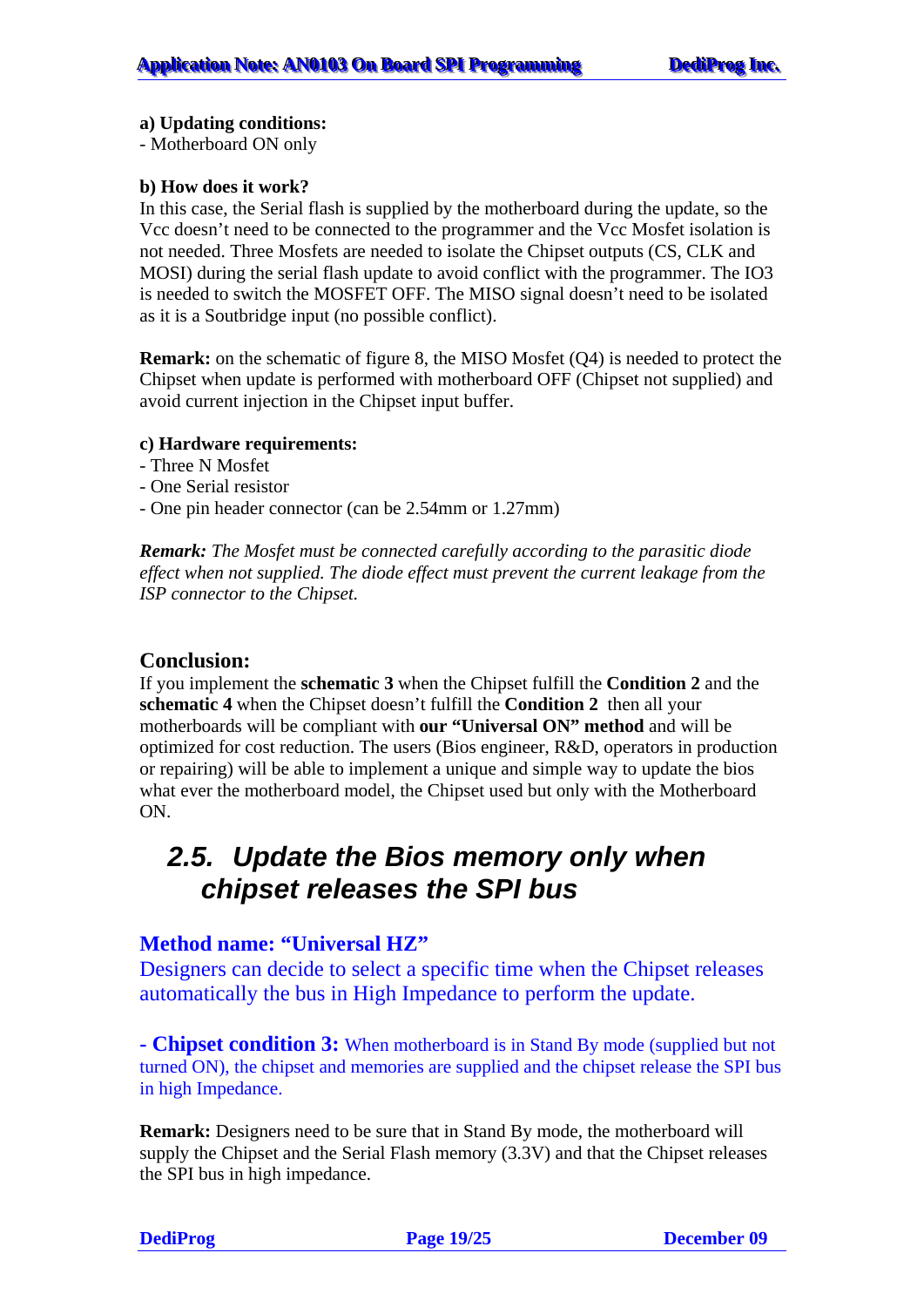**a) Updating conditions:**
- Motherboard ON only

**b) How does it work?**
In this case, the Serial flash is supplied by the motherboard during the update, so the Vcc doesn't need to be connected to the programmer and the Vcc Mosfet isolation is not needed. Three Mosfets are needed to isolate the Chipset outputs (CS, CLK and MOSI) during the serial flash update to avoid conflict with the programmer. The IO3 is needed to switch the MOSFET OFF. The MISO signal doesn't need to be isolated as it is a Soutbridge input (no possible conflict).

**Remark:** on the schematic of figure 8, the MISO Mosfet (Q4) is needed to protect the Chipset when update is performed with motherboard OFF (Chipset not supplied) and avoid current injection in the Chipset input buffer.

**c) Hardware requirements:**
- Three N Mosfet
- One Serial resistor
- One pin header connector (can be 2.54mm or 1.27mm)

***Remark:*** *The Mosfet must be connected carefully according to the parasitic diode effect when not supplied. The diode effect must prevent the current leakage from the ISP connector to the Chipset.*

### Conclusion:

If you implement the **schematic 3** when the Chipset fulfill the **Condition 2** and the **schematic 4** when the Chipset doesn't fulfill the **Condition 2** then all your motherboards will be compliant with **our "Universal ON" method** and will be optimized for cost reduction. The users (Bios engineer, R&D, operators in production or repairing) will be able to implement a unique and simple way to update the bios what ever the motherboard model, the Chipset used but only with the Motherboard ON.

## 2.5. Update the Bios memory only when chipset releases the SPI bus

**Method name: "Universal HZ"**

Designers can decide to select a specific time when the Chipset releases automatically the bus in High Impedance to perform the update.

**- Chipset condition 3:** When motherboard is in Stand By mode (supplied but not turned ON), the chipset and memories are supplied and the chipset release the SPI bus in high Impedance.

**Remark:** Designers need to be sure that in Stand By mode, the motherboard will supply the Chipset and the Serial Flash memory (3.3V) and that the Chipset releases the SPI bus in high impedance.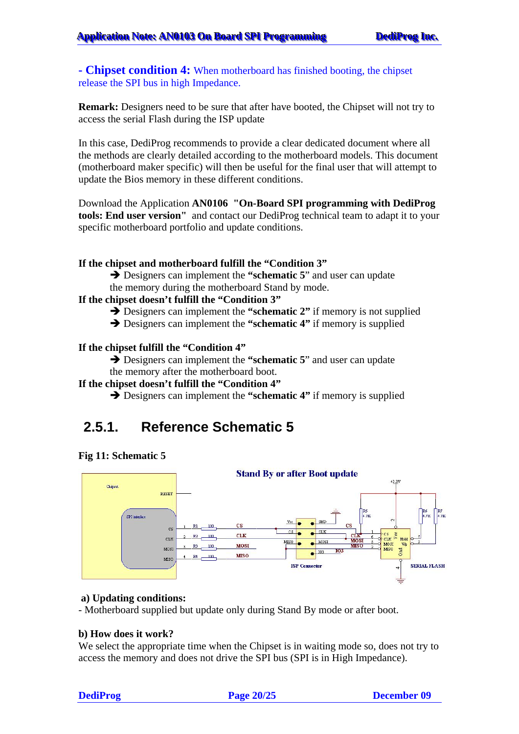**- Chipset condition 4:** When motherboard has finished booting, the chipset release the SPI bus in high Impedance.

**Remark:** Designers need to be sure that after have booted, the Chipset will not try to access the serial Flash during the ISP update

In this case, DediProg recommends to provide a clear dedicated document where all the methods are clearly detailed according to the motherboard models. This document (motherboard maker specific) will then be useful for the final user that will attempt to update the Bios memory in these different conditions.

Download the Application **AN0106 "On-Board SPI programming with DediProg tools: End user version"** and contact our DediProg technical team to adapt it to your specific motherboard portfolio and update conditions.

**If the chipset and motherboard fulfill the "Condition 3"**

➔ Designers can implement the **"schematic 5**" and user can update the memory during the motherboard Stand by mode.

**If the chipset doesn't fulfill the "Condition 3"**

➔ Designers can implement the **"schematic 2"** if memory is not supplied
➔ Designers can implement the **"schematic 4"** if memory is supplied

**If the chipset fulfill the "Condition 4"**

➔ Designers can implement the **"schematic 5**" and user can update the memory after the motherboard boot.

**If the chipset doesn't fulfill the "Condition 4"**

➔ Designers can implement the **"schematic 4"** if memory is supplied

## 2.5.1. Reference Schematic 5

**Fig 11: Schematic 5**

Stand By or after Boot update

**a) Updating conditions:**

- Motherboard supplied but update only during Stand By mode or after boot.

**b) How does it work?**

We select the appropriate time when the Chipset is in waiting mode so, does not try to access the memory and does not drive the SPI bus (SPI is in High Impedance).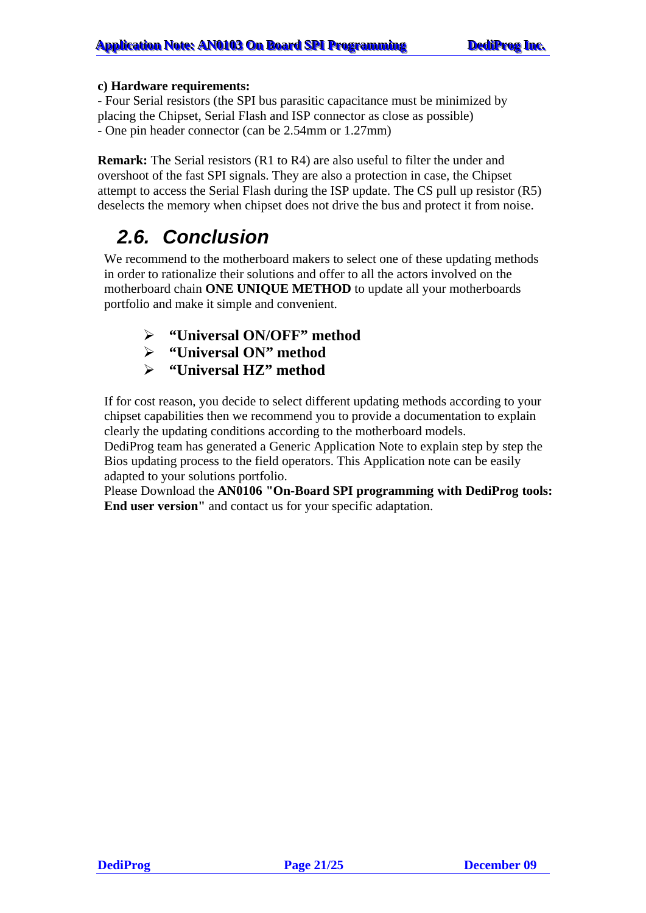**c) Hardware requirements:**
- Four Serial resistors (the SPI bus parasitic capacitance must be minimized by placing the Chipset, Serial Flash and ISP connector as close as possible)
- One pin header connector (can be 2.54mm or 1.27mm)

**Remark:** The Serial resistors (R1 to R4) are also useful to filter the under and overshoot of the fast SPI signals. They are also a protection in case, the Chipset attempt to access the Serial Flash during the ISP update. The CS pull up resistor (R5) deselects the memory when chipset does not drive the bus and protect it from noise.

## *2.6. Conclusion*

We recommend to the motherboard makers to select one of these updating methods in order to rationalize their solutions and offer to all the actors involved on the motherboard chain **ONE UNIQUE METHOD** to update all your motherboards portfolio and make it simple and convenient.

- **"Universal ON/OFF" method**
- **"Universal ON" method**
- **"Universal HZ" method**

If for cost reason, you decide to select different updating methods according to your chipset capabilities then we recommend you to provide a documentation to explain clearly the updating conditions according to the motherboard models.
DediProg team has generated a Generic Application Note to explain step by step the Bios updating process to the field operators. This Application note can be easily adapted to your solutions portfolio.
Please Download the **AN0106 "On-Board SPI programming with DediProg tools: End user version"** and contact us for your specific adaptation.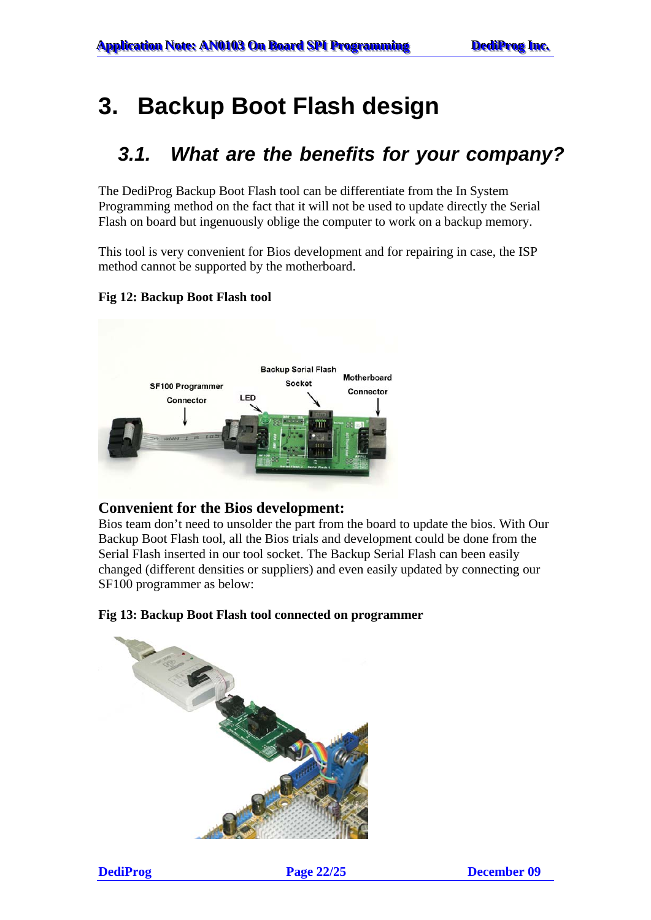# 3. Backup Boot Flash design

## 3.1. *What are the benefits for your company?*

The DediProg Backup Boot Flash tool can be differentiate from the In System Programming method on the fact that it will not be used to update directly the Serial Flash on board but ingenuously oblige the computer to work on a backup memory.

This tool is very convenient for Bios development and for repairing in case, the ISP method cannot be supported by the motherboard.

**Fig 12: Backup Boot Flash tool**

### Convenient for the Bios development:

Bios team don't need to unsolder the part from the board to update the bios. With Our Backup Boot Flash tool, all the Bios trials and development could be done from the Serial Flash inserted in our tool socket. The Backup Serial Flash can been easily changed (different densities or suppliers) and even easily updated by connecting our SF100 programmer as below:

**Fig 13: Backup Boot Flash tool connected on programmer**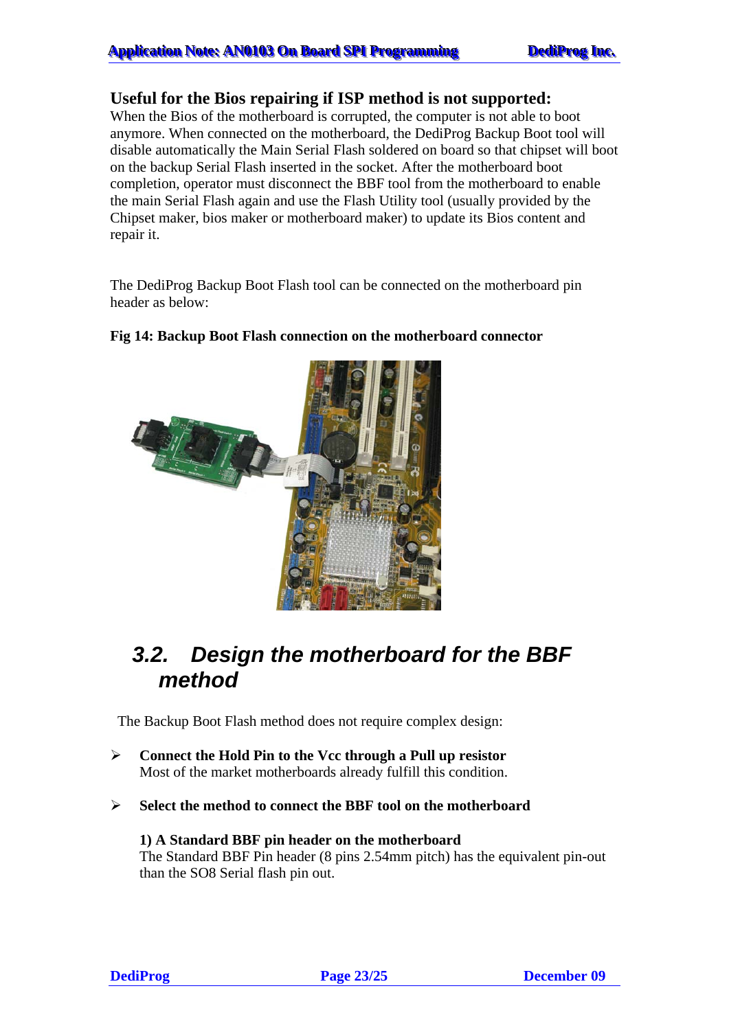**Useful for the Bios repairing if ISP method is not supported:**
When the Bios of the motherboard is corrupted, the computer is not able to boot anymore. When connected on the motherboard, the DediProg Backup Boot tool will disable automatically the Main Serial Flash soldered on board so that chipset will boot on the backup Serial Flash inserted in the socket. After the motherboard boot completion, operator must disconnect the BBF tool from the motherboard to enable the main Serial Flash again and use the Flash Utility tool (usually provided by the Chipset maker, bios maker or motherboard maker) to update its Bios content and repair it.

The DediProg Backup Boot Flash tool can be connected on the motherboard pin header as below:

**Fig 14: Backup Boot Flash connection on the motherboard connector**

## *3.2. Design the motherboard for the BBF method*

The Backup Boot Flash method does not require complex design:

- **Connect the Hold Pin to the Vcc through a Pull up resistor**
  Most of the market motherboards already fulfill this condition.

- **Select the method to connect the BBF tool on the motherboard**

  **1) A Standard BBF pin header on the motherboard**
  The Standard BBF Pin header (8 pins 2.54mm pitch) has the equivalent pin-out than the SO8 Serial flash pin out.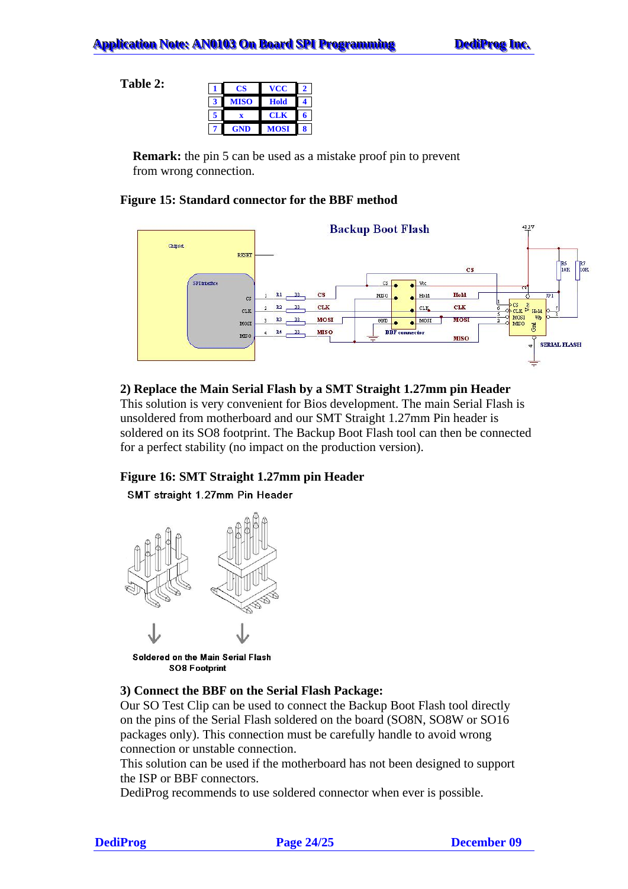**Table 2:**

| 1 | CS | VCC | 2 |
|---|---|---|---|
| 3 | MISO | Hold | 4 |
| 5 | x | CLK | 6 |
| 7 | GND | MOSI | 8 |

**Remark:** the pin 5 can be used as a mistake proof pin to prevent from wrong connection.

**Figure 15: Standard connector for the BBF method**

**2) Replace the Main Serial Flash by a SMT Straight 1.27mm pin Header**

This solution is very convenient for Bios development. The main Serial Flash is unsoldered from motherboard and our SMT Straight 1.27mm Pin header is soldered on its SO8 footprint. The Backup Boot Flash tool can then be connected for a perfect stability (no impact on the production version).

**Figure 16: SMT Straight 1.27mm pin Header**

**3) Connect the BBF on the Serial Flash Package:**

Our SO Test Clip can be used to connect the Backup Boot Flash tool directly on the pins of the Serial Flash soldered on the board (SO8N, SO8W or SO16 packages only). This connection must be carefully handle to avoid wrong connection or unstable connection.

This solution can be used if the motherboard has not been designed to support the ISP or BBF connectors.

DediProg recommends to use soldered connector when ever is possible.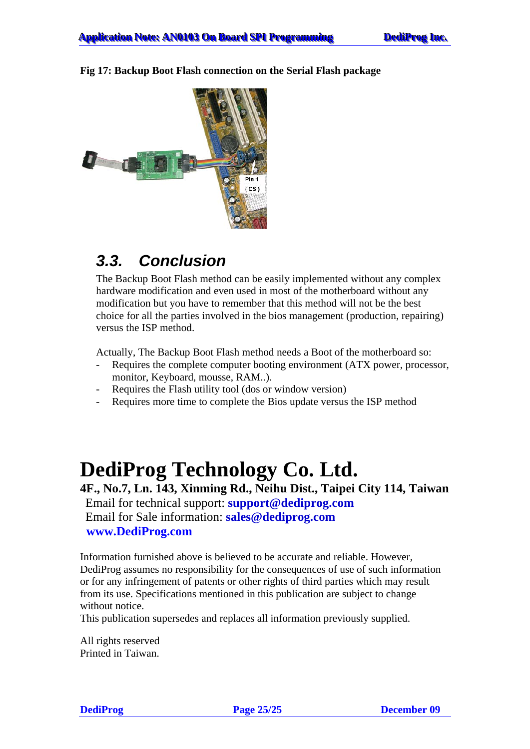**Fig 17: Backup Boot Flash connection on the Serial Flash package**

Pin 1
( CS )

## 3.3. Conclusion

The Backup Boot Flash method can be easily implemented without any complex hardware modification and even used in most of the motherboard without any modification but you have to remember that this method will not be the best choice for all the parties involved in the bios management (production, repairing) versus the ISP method.

Actually, The Backup Boot Flash method needs a Boot of the motherboard so:

- Requires the complete computer booting environment (ATX power, processor, monitor, Keyboard, mousse, RAM..).
- Requires the Flash utility tool (dos or window version)
- Requires more time to complete the Bios update versus the ISP method

# DediProg Technology Co. Ltd.

**4F., No.7, Ln. 143, Xinming Rd., Neihu Dist., Taipei City 114, Taiwan**

Email for technical support: **support@dediprog.com**

Email for Sale information: **sales@dediprog.com**

**www.DediProg.com**

Information furnished above is believed to be accurate and reliable. However, DediProg assumes no responsibility for the consequences of use of such information or for any infringement of patents or other rights of third parties which may result from its use. Specifications mentioned in this publication are subject to change without notice.

This publication supersedes and replaces all information previously supplied.

All rights reserved

Printed in Taiwan.